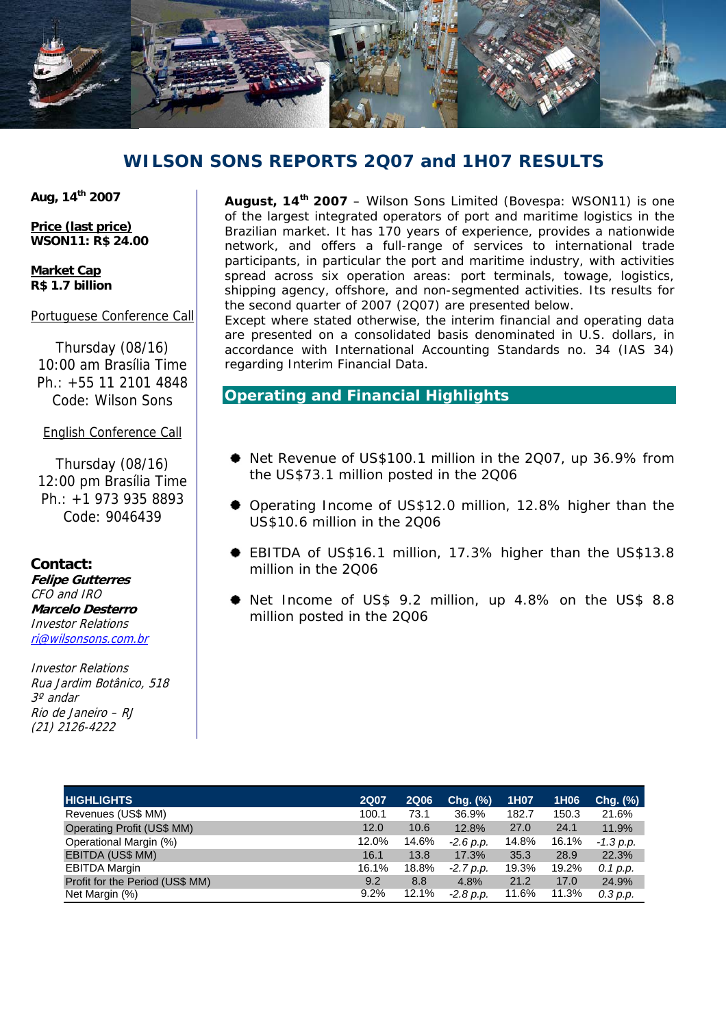# WILSON SONS REPORTS 2Q07 and 1H07 RESULTS

**Aug, 14th 2007**

**Price (last price)**
**WSON11: R$ 24.00**

**Market Cap**
**R$ 1.7 billion**

Portuguese Conference Call

Thursday (08/16)
10:00 am Brasília Time
Ph.: +55 11 2101 4848
Code: Wilson Sons

English Conference Call

Thursday (08/16)
12:00 pm Brasília Time
Ph.: +1 973 935 8893
Code: 9046439

**Contact:**
***Felipe Gutterres***
*CFO and IRO*
***Marcelo Desterro***
*Investor Relations*
*ri@wilsonsons.com.br*

*Investor Relations*
*Rua Jardim Botânico, 518*
*3º andar*
*Rio de Janeiro – RJ*
*(21) 2126-4222*

**August, 14th 2007** – Wilson Sons Limited (Bovespa: WSON11) is one of the largest integrated operators of port and maritime logistics in the Brazilian market. It has 170 years of experience, provides a nationwide network, and offers a full-range of services to international trade participants, in particular the port and maritime industry, with activities spread across six operation areas: port terminals, towage, logistics, shipping agency, offshore, and non-segmented activities. Its results for the second quarter of 2007 (2Q07) are presented below.
Except where stated otherwise, the interim financial and operating data are presented on a consolidated basis denominated in U.S. dollars, in accordance with International Accounting Standards no. 34 (IAS 34) regarding Interim Financial Data.

## Operating and Financial Highlights

- Net Revenue of US$100.1 million in the 2Q07, up 36.9% from the US$73.1 million posted in the 2Q06
- Operating Income of US$12.0 million, 12.8% higher than the US$10.6 million in the 2Q06
- EBITDA of US$16.1 million, 17.3% higher than the US$13.8 million in the 2Q06
- Net Income of US$ 9.2 million, up 4.8% on the US$ 8.8 million posted in the 2Q06

| HIGHLIGHTS | 2Q07 | 2Q06 | Chg. (%) | 1H07 | 1H06 | Chg. (%) |
|---|---|---|---|---|---|---|
| Revenues (US$ MM) | 100.1 | 73.1 | 36.9% | 182.7 | 150.3 | 21.6% |
| Operating Profit (US$ MM) | 12.0 | 10.6 | 12.8% | 27.0 | 24.1 | 11.9% |
| Operational Margin (%) | 12.0% | 14.6% | *-2.6 p.p.* | 14.8% | 16.1% | *-1.3 p.p.* |
| EBITDA (US$ MM) | 16.1 | 13.8 | 17.3% | 35.3 | 28.9 | 22.3% |
| EBITDA Margin | 16.1% | 18.8% | *-2.7 p.p.* | 19.3% | 19.2% | *0.1 p.p.* |
| Profit for the Period (US$ MM) | 9.2 | 8.8 | 4.8% | 21.2 | 17.0 | 24.9% |
| Net Margin (%) | 9.2% | 12.1% | *-2.8 p.p.* | 11.6% | 11.3% | *0.3 p.p.* |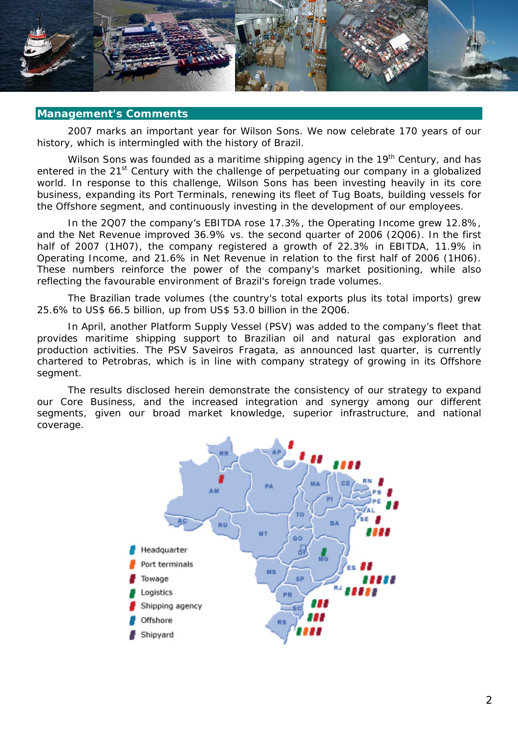## Management's Comments

2007 marks an important year for Wilson Sons. We now celebrate 170 years of our history, which is intermingled with the history of Brazil.

Wilson Sons was founded as a maritime shipping agency in the 19th Century, and has entered in the 21st Century with the challenge of perpetuating our company in a globalized world. In response to this challenge, Wilson Sons has been investing heavily in its core business, expanding its Port Terminals, renewing its fleet of Tug Boats, building vessels for the Offshore segment, and continuously investing in the development of our employees.

In the 2Q07 the company's EBITDA rose 17.3%, the Operating Income grew 12.8%, and the Net Revenue improved 36.9% vs. the second quarter of 2006 (2Q06). In the first half of 2007 (1H07), the company registered a growth of 22.3% in EBITDA, 11.9% in Operating Income, and 21.6% in Net Revenue in relation to the first half of 2006 (1H06). These numbers reinforce the power of the company's market positioning, while also reflecting the favourable environment of Brazil's foreign trade volumes.

The Brazilian trade volumes (the country's total exports plus its total imports) grew 25.6% to US$ 66.5 billion, up from US$ 53.0 billion in the 2Q06.

In April, another Platform Supply Vessel (PSV) was added to the company's fleet that provides maritime shipping support to Brazilian oil and natural gas exploration and production activities. The PSV Saveiros Fragata, as announced last quarter, is currently chartered to Petrobras, which is in line with company strategy of growing in its Offshore segment.

The results disclosed herein demonstrate the consistency of our strategy to expand our Core Business, and the increased integration and synergy among our different segments, given our broad market knowledge, superior infrastructure, and national coverage.

- Headquarter
- Port terminals
- Towage
- Logistics
- Shipping agency
- Offshore
- Shipyard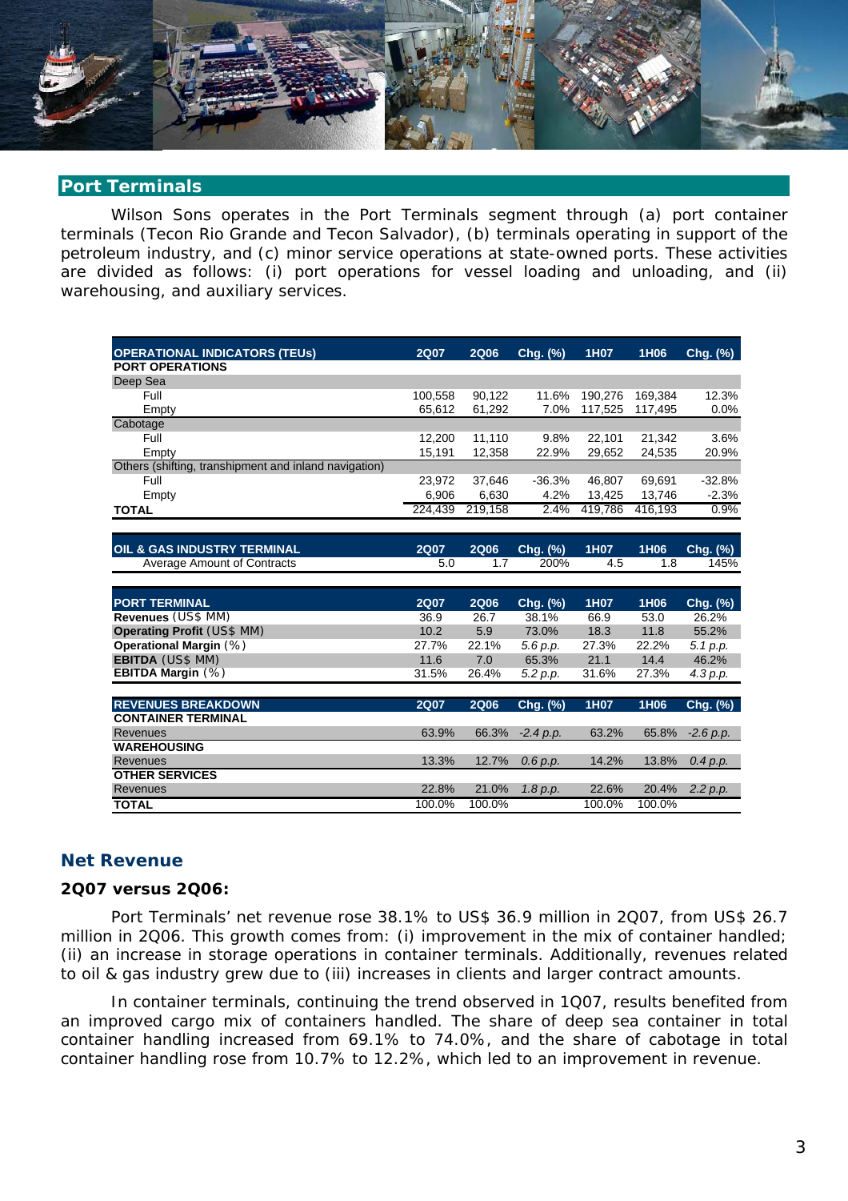## Port Terminals

Wilson Sons operates in the Port Terminals segment through (a) port container terminals (Tecon Rio Grande and Tecon Salvador), (b) terminals operating in support of the petroleum industry, and (c) minor service operations at state-owned ports. These activities are divided as follows: (i) port operations for vessel loading and unloading, and (ii) warehousing, and auxiliary services.

| OPERATIONAL INDICATORS (TEUs) | 2Q07 | 2Q06 | Chg. (%) | 1H07 | 1H06 | Chg. (%) |
|---|---|---|---|---|---|---|
| **PORT OPERATIONS** | | | | | | |
| Deep Sea | | | | | | |
| Full | 100,558 | 90,122 | 11.6% | 190,276 | 169,384 | 12.3% |
| Empty | 65,612 | 61,292 | 7.0% | 117,525 | 117,495 | 0.0% |
| Cabotage | | | | | | |
| Full | 12,200 | 11,110 | 9.8% | 22,101 | 21,342 | 3.6% |
| Empty | 15,191 | 12,358 | 22.9% | 29,652 | 24,535 | 20.9% |
| Others (shifting, transhipment and inland navigation) | | | | | | |
| Full | 23,972 | 37,646 | -36.3% | 46,807 | 69,691 | -32.8% |
| Empty | 6,906 | 6,630 | 4.2% | 13,425 | 13,746 | -2.3% |
| **TOTAL** | 224,439 | 219,158 | 2.4% | 419,786 | 416,193 | 0.9% |

| OIL & GAS INDUSTRY TERMINAL | 2Q07 | 2Q06 | Chg. (%) | 1H07 | 1H06 | Chg. (%) |
|---|---|---|---|---|---|---|
| Average Amount of Contracts | 5.0 | 1.7 | 200% | 4.5 | 1.8 | 145% |

| PORT TERMINAL | 2Q07 | 2Q06 | Chg. (%) | 1H07 | 1H06 | Chg. (%) |
|---|---|---|---|---|---|---|
| **Revenues** (US$ MM) | 36.9 | 26.7 | 38.1% | 66.9 | 53.0 | 26.2% |
| **Operating Profit** (US$ MM) | 10.2 | 5.9 | 73.0% | 18.3 | 11.8 | 55.2% |
| **Operational Margin** (%) | 27.7% | 22.1% | *5.6 p.p.* | 27.3% | 22.2% | *5.1 p.p.* |
| **EBITDA** (US$ MM) | 11.6 | 7.0 | 65.3% | 21.1 | 14.4 | 46.2% |
| **EBITDA Margin** (%) | 31.5% | 26.4% | *5.2 p.p.* | 31.6% | 27.3% | *4.3 p.p.* |

| REVENUES BREAKDOWN | 2Q07 | 2Q06 | Chg. (%) | 1H07 | 1H06 | Chg. (%) |
|---|---|---|---|---|---|---|
| **CONTAINER TERMINAL** | | | | | | |
| Revenues | 63.9% | 66.3% | *-2.4 p.p.* | 63.2% | 65.8% | *-2.6 p.p.* |
| **WAREHOUSING** | | | | | | |
| Revenues | 13.3% | 12.7% | *0.6 p.p.* | 14.2% | 13.8% | *0.4 p.p.* |
| **OTHER SERVICES** | | | | | | |
| Revenues | 22.8% | 21.0% | *1.8 p.p.* | 22.6% | 20.4% | *2.2 p.p.* |
| **TOTAL** | 100.0% | 100.0% | | 100.0% | 100.0% | |

### Net Revenue

**2Q07 versus 2Q06:**

Port Terminals' net revenue rose 38.1% to US$ 36.9 million in 2Q07, from US$ 26.7 million in 2Q06. This growth comes from: (i) improvement in the mix of container handled; (ii) an increase in storage operations in container terminals. Additionally, revenues related to oil & gas industry grew due to (iii) increases in clients and larger contract amounts.

In container terminals, continuing the trend observed in 1Q07, results benefited from an improved cargo mix of containers handled. The share of deep sea container in total container handling increased from 69.1% to 74.0%, and the share of cabotage in total container handling rose from 10.7% to 12.2%, which led to an improvement in revenue.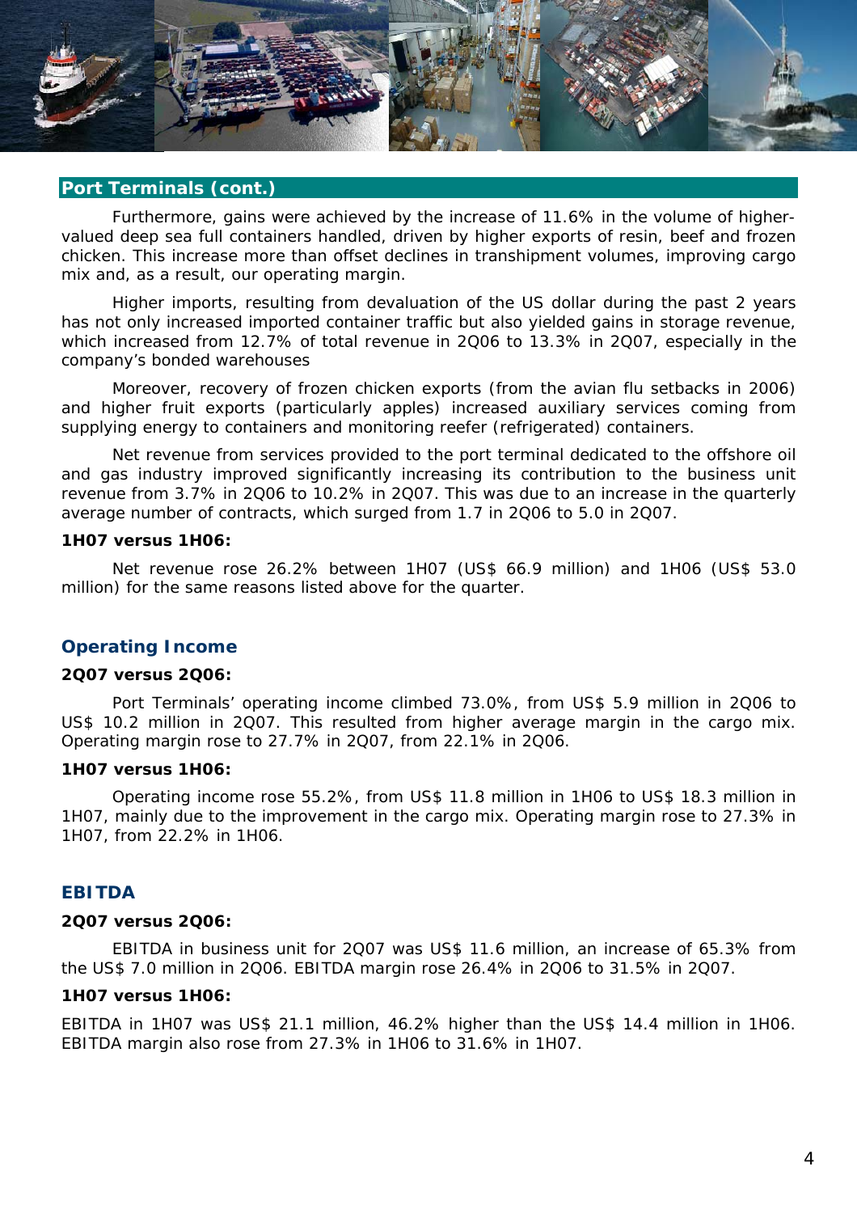## Port Terminals (cont.)

Furthermore, gains were achieved by the increase of 11.6% in the volume of higher-valued deep sea full containers handled, driven by higher exports of resin, beef and frozen chicken. This increase more than offset declines in transhipment volumes, improving cargo mix and, as a result, our operating margin.

Higher imports, resulting from devaluation of the US dollar during the past 2 years has not only increased imported container traffic but also yielded gains in storage revenue, which increased from 12.7% of total revenue in 2Q06 to 13.3% in 2Q07, especially in the company's bonded warehouses

Moreover, recovery of frozen chicken exports (from the avian flu setbacks in 2006) and higher fruit exports (particularly apples) increased auxiliary services coming from supplying energy to containers and monitoring reefer (refrigerated) containers.

Net revenue from services provided to the port terminal dedicated to the offshore oil and gas industry improved significantly increasing its contribution to the business unit revenue from 3.7% in 2Q06 to 10.2% in 2Q07. This was due to an increase in the quarterly average number of contracts, which surged from 1.7 in 2Q06 to 5.0 in 2Q07.

**1H07 versus 1H06:**

Net revenue rose 26.2% between 1H07 (US$ 66.9 million) and 1H06 (US$ 53.0 million) for the same reasons listed above for the quarter.

### Operating Income

**2Q07 versus 2Q06:**

Port Terminals' operating income climbed 73.0%, from US$ 5.9 million in 2Q06 to US$ 10.2 million in 2Q07. This resulted from higher average margin in the cargo mix. Operating margin rose to 27.7% in 2Q07, from 22.1% in 2Q06.

**1H07 versus 1H06:**

Operating income rose 55.2%, from US$ 11.8 million in 1H06 to US$ 18.3 million in 1H07, mainly due to the improvement in the cargo mix. Operating margin rose to 27.3% in 1H07, from 22.2% in 1H06.

### EBITDA

**2Q07 versus 2Q06:**

EBITDA in business unit for 2Q07 was US$ 11.6 million, an increase of 65.3% from the US$ 7.0 million in 2Q06. EBITDA margin rose 26.4% in 2Q06 to 31.5% in 2Q07.

**1H07 versus 1H06:**

EBITDA in 1H07 was US$ 21.1 million, 46.2% higher than the US$ 14.4 million in 1H06. EBITDA margin also rose from 27.3% in 1H06 to 31.6% in 1H07.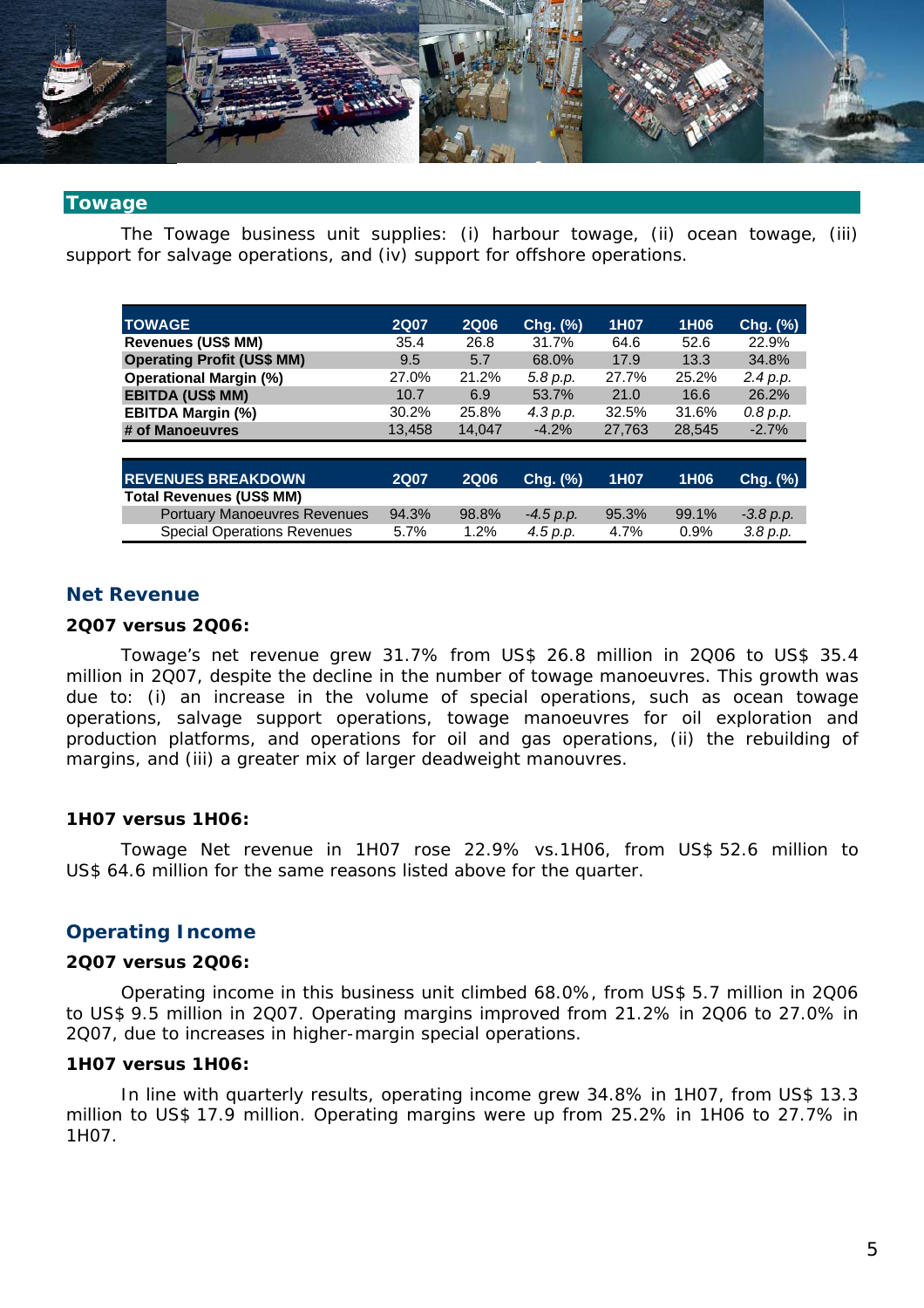## Towage

The Towage business unit supplies: (i) harbour towage, (ii) ocean towage, (iii) support for salvage operations, and (iv) support for offshore operations.

| TOWAGE | 2Q07 | 2Q06 | Chg. (%) | 1H07 | 1H06 | Chg. (%) |
|---|---|---|---|---|---|---|
| **Revenues (US$ MM)** | 35.4 | 26.8 | 31.7% | 64.6 | 52.6 | 22.9% |
| **Operating Profit (US$ MM)** | 9.5 | 5.7 | 68.0% | 17.9 | 13.3 | 34.8% |
| **Operational Margin (%)** | 27.0% | 21.2% | *5.8 p.p.* | 27.7% | 25.2% | *2.4 p.p.* |
| **EBITDA (US$ MM)** | 10.7 | 6.9 | 53.7% | 21.0 | 16.6 | 26.2% |
| **EBITDA Margin (%)** | 30.2% | 25.8% | *4.3 p.p.* | 32.5% | 31.6% | *0.8 p.p.* |
| **# of Manoeuvres** | 13,458 | 14,047 | -4.2% | 27,763 | 28,545 | -2.7% |

| REVENUES BREAKDOWN | 2Q07 | 2Q06 | Chg. (%) | 1H07 | 1H06 | Chg. (%) |
|---|---|---|---|---|---|---|
| **Total Revenues (US$ MM)** | | | | | | |
| Portuary Manoeuvres Revenues | 94.3% | 98.8% | *-4.5 p.p.* | 95.3% | 99.1% | *-3.8 p.p.* |
| Special Operations Revenues | 5.7% | 1.2% | *4.5 p.p.* | 4.7% | 0.9% | *3.8 p.p.* |

### Net Revenue

**2Q07 versus 2Q06:**

Towage's net revenue grew 31.7% from US$ 26.8 million in 2Q06 to US$ 35.4 million in 2Q07, despite the decline in the number of towage manoeuvres. This growth was due to: (i) an increase in the volume of special operations, such as ocean towage operations, salvage support operations, towage manoeuvres for oil exploration and production platforms, and operations for oil and gas operations, (ii) the rebuilding of margins, and (iii) a greater mix of larger deadweight manouvres.

**1H07 versus 1H06:**

Towage Net revenue in 1H07 rose 22.9% vs.1H06, from US$ 52.6 million to US$ 64.6 million for the same reasons listed above for the quarter.

### Operating Income

**2Q07 versus 2Q06:**

Operating income in this business unit climbed 68.0%, from US$ 5.7 million in 2Q06 to US$ 9.5 million in 2Q07. Operating margins improved from 21.2% in 2Q06 to 27.0% in 2Q07, due to increases in higher-margin special operations.

**1H07 versus 1H06:**

In line with quarterly results, operating income grew 34.8% in 1H07, from US$ 13.3 million to US$ 17.9 million. Operating margins were up from 25.2% in 1H06 to 27.7% in 1H07.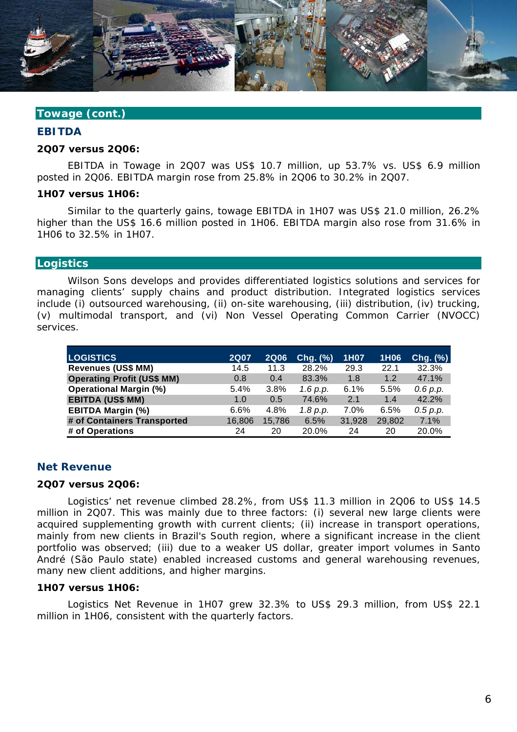## Towage (cont.)

### EBITDA

**2Q07 versus 2Q06:**

EBITDA in Towage in 2Q07 was US$ 10.7 million, up 53.7% vs. US$ 6.9 million posted in 2Q06. EBITDA margin rose from 25.8% in 2Q06 to 30.2% in 2Q07.

**1H07 versus 1H06:**

Similar to the quarterly gains, towage EBITDA in 1H07 was US$ 21.0 million, 26.2% higher than the US$ 16.6 million posted in 1H06. EBITDA margin also rose from 31.6% in 1H06 to 32.5% in 1H07.

## Logistics

Wilson Sons develops and provides differentiated logistics solutions and services for managing clients' supply chains and product distribution. Integrated logistics services include (i) outsourced warehousing, (ii) on-site warehousing, (iii) distribution, (iv) trucking, (v) multimodal transport, and (vi) Non Vessel Operating Common Carrier (NVOCC) services.

| LOGISTICS | 2Q07 | 2Q06 | Chg. (%) | 1H07 | 1H06 | Chg. (%) |
|---|---|---|---|---|---|---|
| **Revenues (US$ MM)** | 14.5 | 11.3 | 28.2% | 29.3 | 22.1 | 32.3% |
| **Operating Profit (US$ MM)** | 0.8 | 0.4 | 83.3% | 1.8 | 1.2 | 47.1% |
| **Operational Margin (%)** | 5.4% | 3.8% | *1.6 p.p.* | 6.1% | 5.5% | *0.6 p.p.* |
| **EBITDA (US$ MM)** | 1.0 | 0.5 | 74.6% | 2.1 | 1.4 | 42.2% |
| **EBITDA Margin (%)** | 6.6% | 4.8% | *1.8 p.p.* | 7.0% | 6.5% | *0.5 p.p.* |
| **# of Containers Transported** | 16,806 | 15,786 | 6.5% | 31,928 | 29,802 | 7.1% |
| **# of Operations** | 24 | 20 | 20.0% | 24 | 20 | 20.0% |

### Net Revenue

**2Q07 versus 2Q06:**

Logistics' net revenue climbed 28.2%, from US$ 11.3 million in 2Q06 to US$ 14.5 million in 2Q07. This was mainly due to three factors: (i) several new large clients were acquired supplementing growth with current clients; (ii) increase in transport operations, mainly from new clients in Brazil's South region, where a significant increase in the client portfolio was observed; (iii) due to a weaker US dollar, greater import volumes in Santo André (São Paulo state) enabled increased customs and general warehousing revenues, many new client additions, and higher margins.

**1H07 versus 1H06:**

Logistics Net Revenue in 1H07 grew 32.3% to US$ 29.3 million, from US$ 22.1 million in 1H06, consistent with the quarterly factors.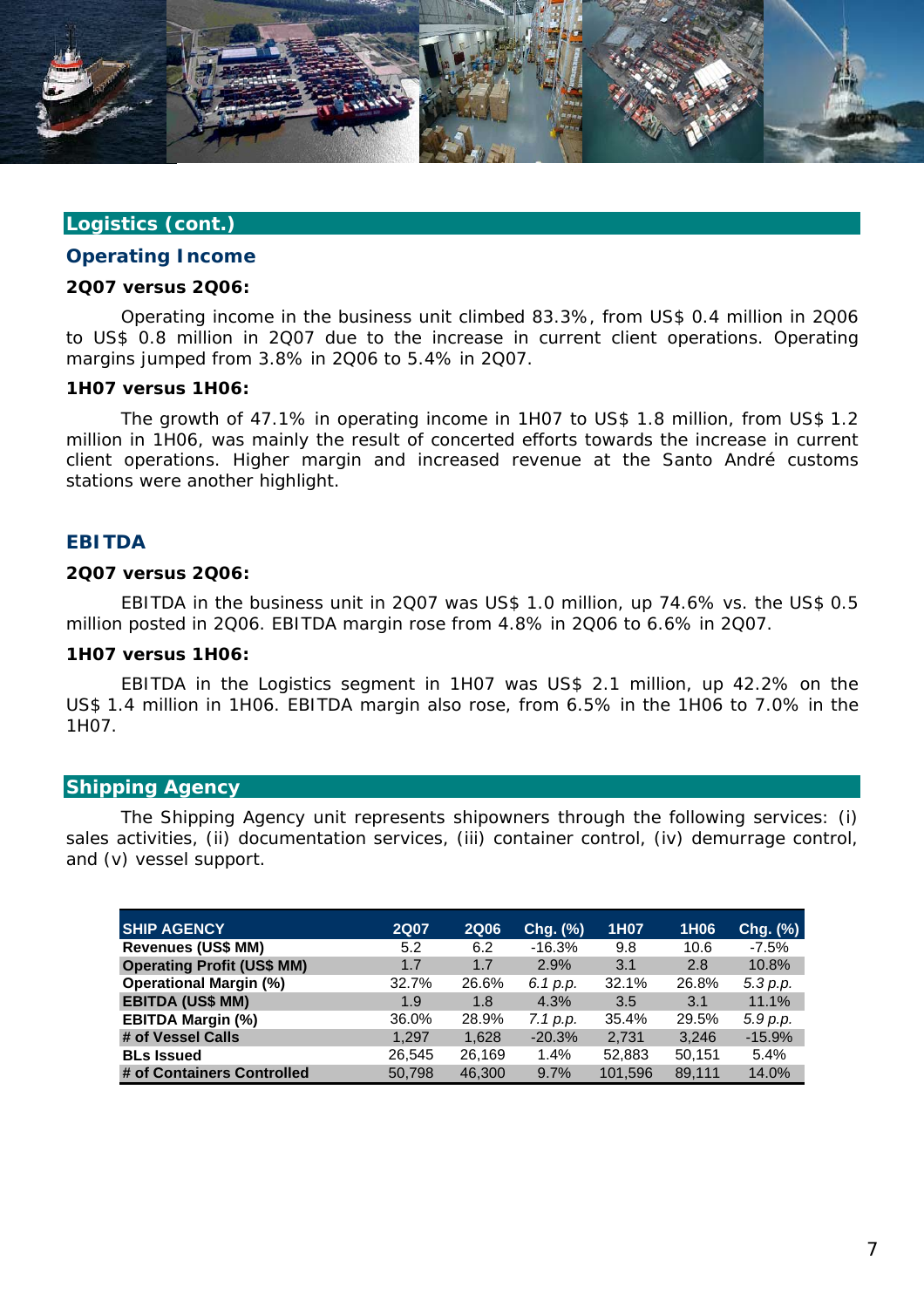## Logistics (cont.)

### Operating Income

**2Q07 versus 2Q06:**

Operating income in the business unit climbed 83.3%, from US$ 0.4 million in 2Q06 to US$ 0.8 million in 2Q07 due to the increase in current client operations. Operating margins jumped from 3.8% in 2Q06 to 5.4% in 2Q07.

**1H07 versus 1H06:**

The growth of 47.1% in operating income in 1H07 to US$ 1.8 million, from US$ 1.2 million in 1H06, was mainly the result of concerted efforts towards the increase in current client operations. Higher margin and increased revenue at the Santo André customs stations were another highlight.

### EBITDA

**2Q07 versus 2Q06:**

EBITDA in the business unit in 2Q07 was US$ 1.0 million, up 74.6% vs. the US$ 0.5 million posted in 2Q06. EBITDA margin rose from 4.8% in 2Q06 to 6.6% in 2Q07.

**1H07 versus 1H06:**

EBITDA in the Logistics segment in 1H07 was US$ 2.1 million, up 42.2% on the US$ 1.4 million in 1H06. EBITDA margin also rose, from 6.5% in the 1H06 to 7.0% in the 1H07.

## Shipping Agency

The Shipping Agency unit represents shipowners through the following services: (i) sales activities, (ii) documentation services, (iii) container control, (iv) demurrage control, and (v) vessel support.

| SHIP AGENCY | 2Q07 | 2Q06 | Chg. (%) | 1H07 | 1H06 | Chg. (%) |
|---|---|---|---|---|---|---|
| Revenues (US$ MM) | 5.2 | 6.2 | -16.3% | 9.8 | 10.6 | -7.5% |
| Operating Profit (US$ MM) | 1.7 | 1.7 | 2.9% | 3.1 | 2.8 | 10.8% |
| Operational Margin (%) | 32.7% | 26.6% | *6.1 p.p.* | 32.1% | 26.8% | *5.3 p.p.* |
| EBITDA (US$ MM) | 1.9 | 1.8 | 4.3% | 3.5 | 3.1 | 11.1% |
| EBITDA Margin (%) | 36.0% | 28.9% | *7.1 p.p.* | 35.4% | 29.5% | *5.9 p.p.* |
| # of Vessel Calls | 1,297 | 1,628 | -20.3% | 2,731 | 3,246 | -15.9% |
| BLs Issued | 26,545 | 26,169 | 1.4% | 52,883 | 50,151 | 5.4% |
| # of Containers Controlled | 50,798 | 46,300 | 9.7% | 101,596 | 89,111 | 14.0% |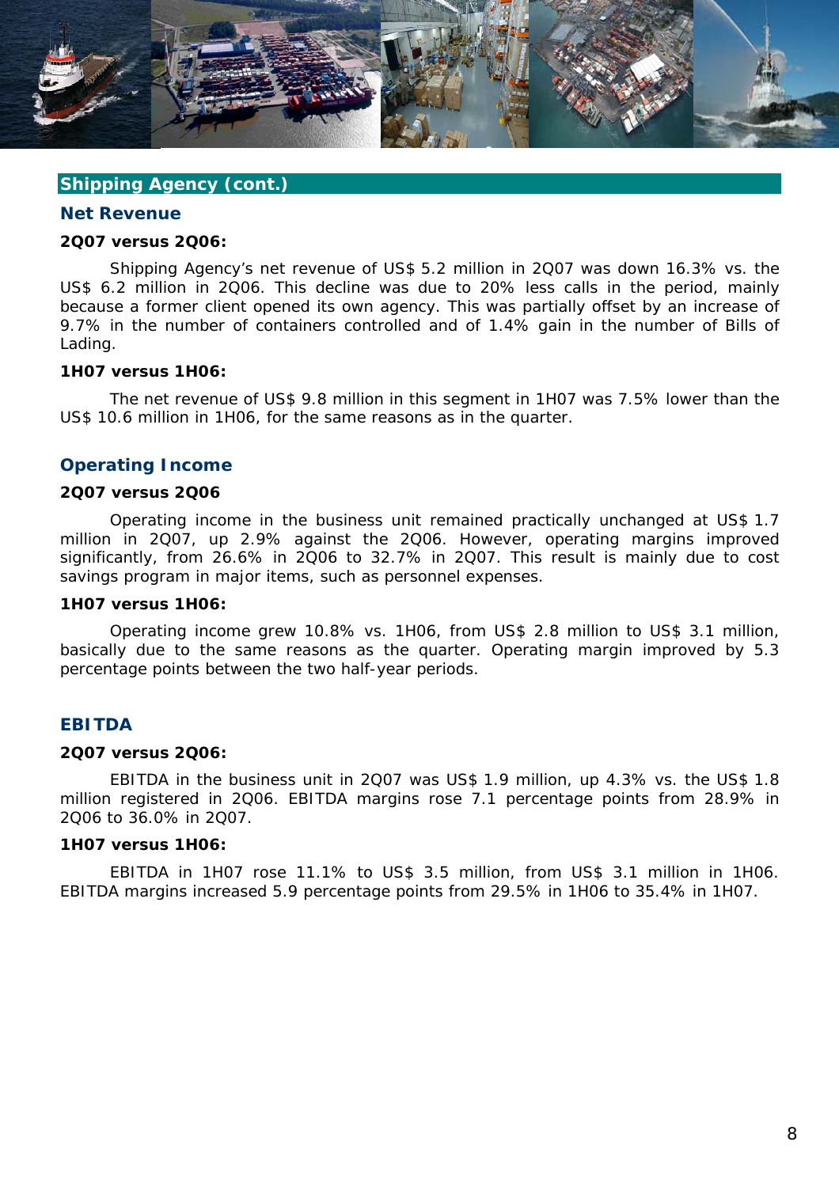## Shipping Agency (cont.)

### Net Revenue

**2Q07 versus 2Q06:**

Shipping Agency's net revenue of US$ 5.2 million in 2Q07 was down 16.3% vs. the US$ 6.2 million in 2Q06. This decline was due to 20% less calls in the period, mainly because a former client opened its own agency. This was partially offset by an increase of 9.7% in the number of containers controlled and of 1.4% gain in the number of Bills of Lading.

**1H07 versus 1H06:**

The net revenue of US$ 9.8 million in this segment in 1H07 was 7.5% lower than the US$ 10.6 million in 1H06, for the same reasons as in the quarter.

### Operating Income

**2Q07 versus 2Q06**

Operating income in the business unit remained practically unchanged at US$ 1.7 million in 2Q07, up 2.9% against the 2Q06. However, operating margins improved significantly, from 26.6% in 2Q06 to 32.7% in 2Q07. This result is mainly due to cost savings program in major items, such as personnel expenses.

**1H07 versus 1H06:**

Operating income grew 10.8% vs. 1H06, from US$ 2.8 million to US$ 3.1 million, basically due to the same reasons as the quarter. Operating margin improved by 5.3 percentage points between the two half-year periods.

### EBITDA

**2Q07 versus 2Q06:**

EBITDA in the business unit in 2Q07 was US$ 1.9 million, up 4.3% vs. the US$ 1.8 million registered in 2Q06. EBITDA margins rose 7.1 percentage points from 28.9% in 2Q06 to 36.0% in 2Q07.

**1H07 versus 1H06:**

EBITDA in 1H07 rose 11.1% to US$ 3.5 million, from US$ 3.1 million in 1H06. EBITDA margins increased 5.9 percentage points from 29.5% in 1H06 to 35.4% in 1H07.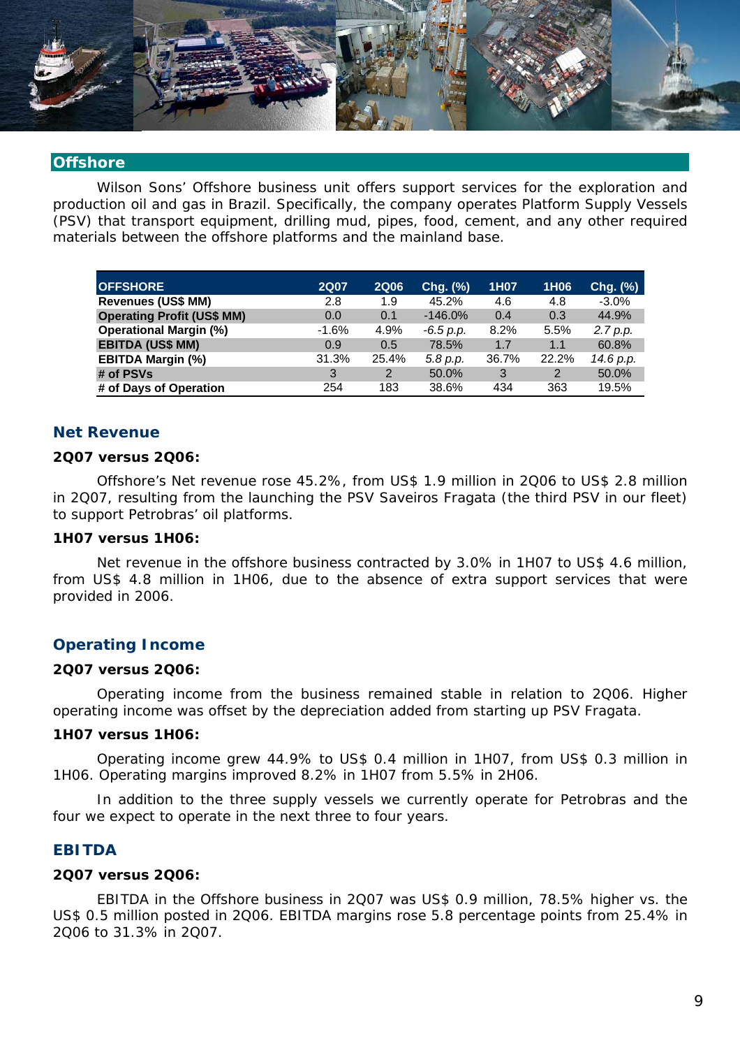## Offshore

Wilson Sons' Offshore business unit offers support services for the exploration and production oil and gas in Brazil. Specifically, the company operates Platform Supply Vessels (PSV) that transport equipment, drilling mud, pipes, food, cement, and any other required materials between the offshore platforms and the mainland base.

| OFFSHORE | 2Q07 | 2Q06 | Chg. (%) | 1H07 | 1H06 | Chg. (%) |
|---|---|---|---|---|---|---|
| **Revenues (US$ MM)** | 2.8 | 1.9 | 45.2% | 4.6 | 4.8 | -3.0% |
| **Operating Profit (US$ MM)** | 0.0 | 0.1 | -146.0% | 0.4 | 0.3 | 44.9% |
| **Operational Margin (%)** | -1.6% | 4.9% | *-6.5 p.p.* | 8.2% | 5.5% | *2.7 p.p.* |
| **EBITDA (US$ MM)** | 0.9 | 0.5 | 78.5% | 1.7 | 1.1 | 60.8% |
| **EBITDA Margin (%)** | 31.3% | 25.4% | *5.8 p.p.* | 36.7% | 22.2% | *14.6 p.p.* |
| **# of PSVs** | 3 | 2 | 50.0% | 3 | 2 | 50.0% |
| **# of Days of Operation** | 254 | 183 | 38.6% | 434 | 363 | 19.5% |

### Net Revenue

**2Q07 versus 2Q06:**

Offshore's Net revenue rose 45.2%, from US$ 1.9 million in 2Q06 to US$ 2.8 million in 2Q07, resulting from the launching the PSV Saveiros Fragata (the third PSV in our fleet) to support Petrobras' oil platforms.

**1H07 versus 1H06:**

Net revenue in the offshore business contracted by 3.0% in 1H07 to US$ 4.6 million, from US$ 4.8 million in 1H06, due to the absence of extra support services that were provided in 2006.

### Operating Income

**2Q07 versus 2Q06:**

Operating income from the business remained stable in relation to 2Q06. Higher operating income was offset by the depreciation added from starting up PSV Fragata.

**1H07 versus 1H06:**

Operating income grew 44.9% to US$ 0.4 million in 1H07, from US$ 0.3 million in 1H06. Operating margins improved 8.2% in 1H07 from 5.5% in 2H06.

In addition to the three supply vessels we currently operate for Petrobras and the four we expect to operate in the next three to four years.

### EBITDA

**2Q07 versus 2Q06:**

EBITDA in the Offshore business in 2Q07 was US$ 0.9 million, 78.5% higher vs. the US$ 0.5 million posted in 2Q06. EBITDA margins rose 5.8 percentage points from 25.4% in 2Q06 to 31.3% in 2Q07.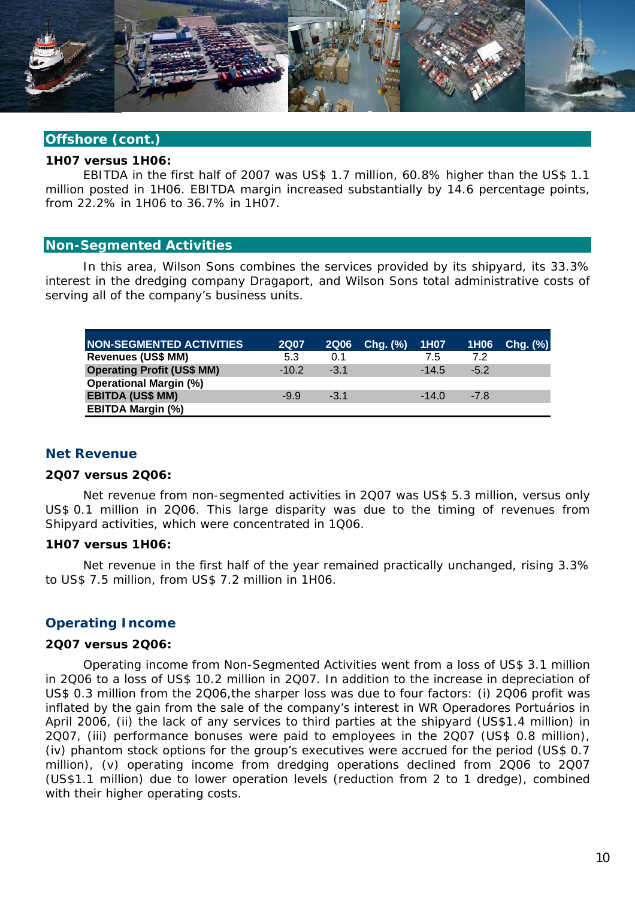## Offshore (cont.)

**1H07 versus 1H06:**

EBITDA in the first half of 2007 was US$ 1.7 million, 60.8% higher than the US$ 1.1 million posted in 1H06. EBITDA margin increased substantially by 14.6 percentage points, from 22.2% in 1H06 to 36.7% in 1H07.

## Non-Segmented Activities

In this area, Wilson Sons combines the services provided by its shipyard, its 33.3% interest in the dredging company Dragaport, and Wilson Sons total administrative costs of serving all of the company's business units.

| NON-SEGMENTED ACTIVITIES | 2Q07 | 2Q06 | Chg. (%) | 1H07 | 1H06 | Chg. (%) |
|---|---|---|---|---|---|---|
| Revenues (US$ MM) | 5.3 | 0.1 | | 7.5 | 7.2 | |
| Operating Profit (US$ MM) | -10.2 | -3.1 | | -14.5 | -5.2 | |
| Operational Margin (%) | | | | | | |
| EBITDA (US$ MM) | -9.9 | -3.1 | | -14.0 | -7.8 | |
| EBITDA Margin (%) | | | | | | |

### Net Revenue

**2Q07 versus 2Q06:**

Net revenue from non-segmented activities in 2Q07 was US$ 5.3 million, versus only US$ 0.1 million in 2Q06. This large disparity was due to the timing of revenues from Shipyard activities, which were concentrated in 1Q06.

**1H07 versus 1H06:**

Net revenue in the first half of the year remained practically unchanged, rising 3.3% to US$ 7.5 million, from US$ 7.2 million in 1H06.

### Operating Income

**2Q07 versus 2Q06:**

Operating income from Non-Segmented Activities went from a loss of US$ 3.1 million in 2Q06 to a loss of US$ 10.2 million in 2Q07. In addition to the increase in depreciation of US$ 0.3 million from the 2Q06,the sharper loss was due to four factors: (i) 2Q06 profit was inflated by the gain from the sale of the company's interest in WR Operadores Portuários in April 2006, (ii) the lack of any services to third parties at the shipyard (US$1.4 million) in 2Q07, (iii) performance bonuses were paid to employees in the 2Q07 (US$ 0.8 million), (iv) phantom stock options for the group's executives were accrued for the period (US$ 0.7 million), (v) operating income from dredging operations declined from 2Q06 to 2Q07 (US$1.1 million) due to lower operation levels (reduction from 2 to 1 dredge), combined with their higher operating costs.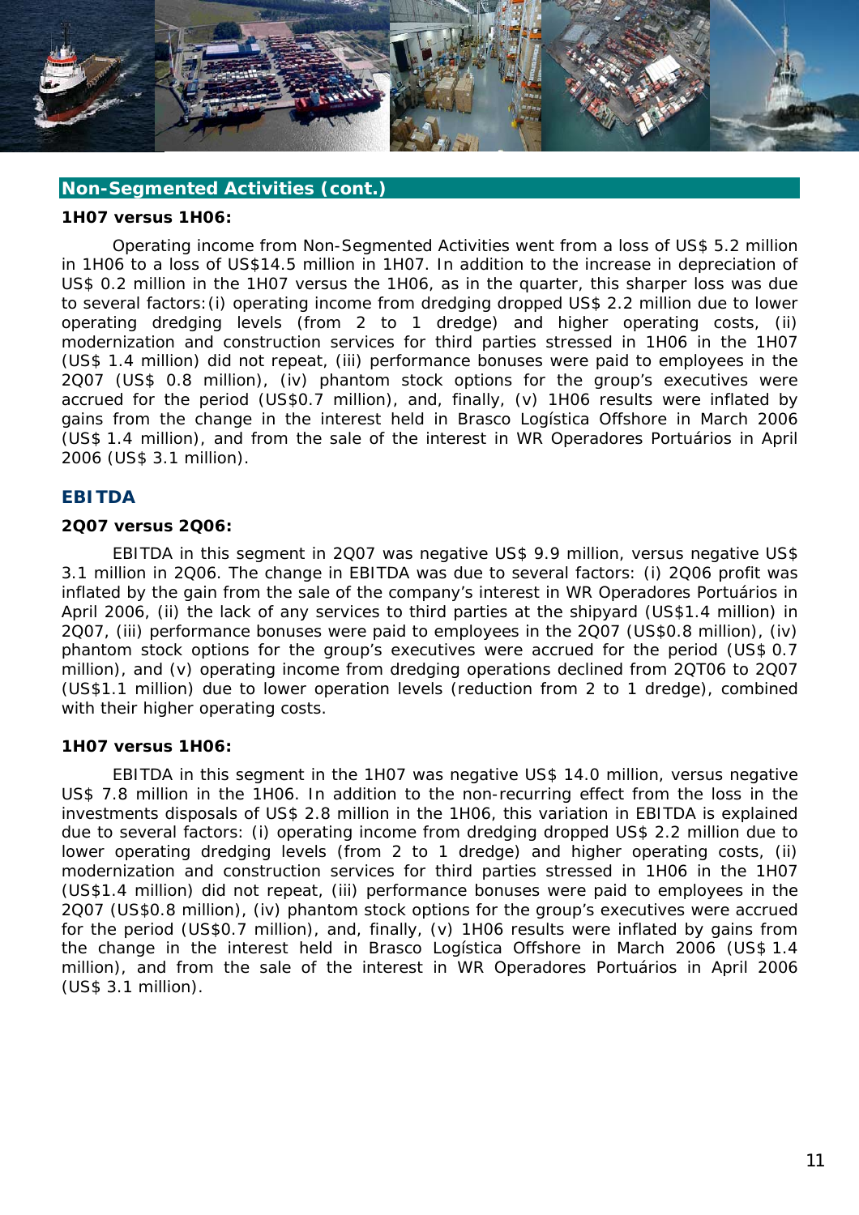## Non-Segmented Activities (cont.)

**1H07 versus 1H06:**

Operating income from Non-Segmented Activities went from a loss of US$ 5.2 million in 1H06 to a loss of US$14.5 million in 1H07. In addition to the increase in depreciation of US$ 0.2 million in the 1H07 versus the 1H06, as in the quarter, this sharper loss was due to several factors:(i) operating income from dredging dropped US$ 2.2 million due to lower operating dredging levels (from 2 to 1 dredge) and higher operating costs, (ii) modernization and construction services for third parties stressed in 1H06 in the 1H07 (US$ 1.4 million) did not repeat, (iii) performance bonuses were paid to employees in the 2Q07 (US$ 0.8 million), (iv) phantom stock options for the group's executives were accrued for the period (US$0.7 million), and, finally, (v) 1H06 results were inflated by gains from the change in the interest held in Brasco Logística Offshore in March 2006 (US$ 1.4 million), and from the sale of the interest in WR Operadores Portuários in April 2006 (US$ 3.1 million).

## EBITDA

**2Q07 versus 2Q06:**

EBITDA in this segment in 2Q07 was negative US$ 9.9 million, versus negative US$ 3.1 million in 2Q06. The change in EBITDA was due to several factors: (i) 2Q06 profit was inflated by the gain from the sale of the company's interest in WR Operadores Portuários in April 2006, (ii) the lack of any services to third parties at the shipyard (US$1.4 million) in 2Q07, (iii) performance bonuses were paid to employees in the 2Q07 (US$0.8 million), (iv) phantom stock options for the group's executives were accrued for the period (US$ 0.7 million), and (v) operating income from dredging operations declined from 2QT06 to 2Q07 (US$1.1 million) due to lower operation levels (reduction from 2 to 1 dredge), combined with their higher operating costs.

**1H07 versus 1H06:**

EBITDA in this segment in the 1H07 was negative US$ 14.0 million, versus negative US$ 7.8 million in the 1H06. In addition to the non-recurring effect from the loss in the investments disposals of US$ 2.8 million in the 1H06, this variation in EBITDA is explained due to several factors: (i) operating income from dredging dropped US$ 2.2 million due to lower operating dredging levels (from 2 to 1 dredge) and higher operating costs, (ii) modernization and construction services for third parties stressed in 1H06 in the 1H07 (US$1.4 million) did not repeat, (iii) performance bonuses were paid to employees in the 2Q07 (US$0.8 million), (iv) phantom stock options for the group's executives were accrued for the period (US$0.7 million), and, finally, (v) 1H06 results were inflated by gains from the change in the interest held in Brasco Logística Offshore in March 2006 (US$ 1.4 million), and from the sale of the interest in WR Operadores Portuários in April 2006 (US$ 3.1 million).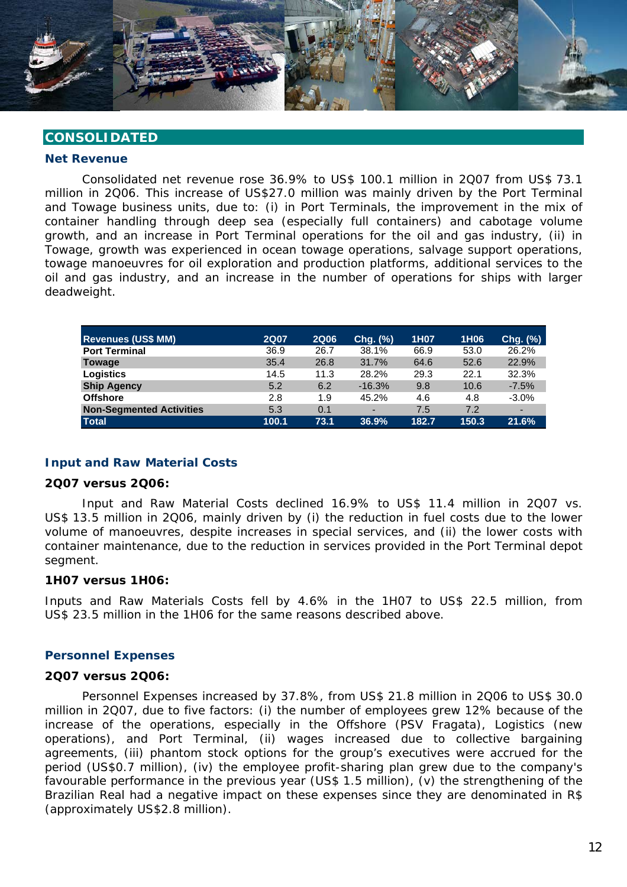## CONSOLIDATED

### Net Revenue

Consolidated net revenue rose 36.9% to US$ 100.1 million in 2Q07 from US$ 73.1 million in 2Q06. This increase of US$27.0 million was mainly driven by the Port Terminal and Towage business units, due to: (i) in Port Terminals, the improvement in the mix of container handling through deep sea (especially full containers) and cabotage volume growth, and an increase in Port Terminal operations for the oil and gas industry, (ii) in Towage, growth was experienced in ocean towage operations, salvage support operations, towage manoeuvres for oil exploration and production platforms, additional services to the oil and gas industry, and an increase in the number of operations for ships with larger deadweight.

| Revenues (US$ MM) | 2Q07 | 2Q06 | Chg. (%) | 1H07 | 1H06 | Chg. (%) |
|---|---|---|---|---|---|---|
| **Port Terminal** | 36.9 | 26.7 | 38.1% | 66.9 | 53.0 | 26.2% |
| **Towage** | 35.4 | 26.8 | 31.7% | 64.6 | 52.6 | 22.9% |
| **Logistics** | 14.5 | 11.3 | 28.2% | 29.3 | 22.1 | 32.3% |
| **Ship Agency** | 5.2 | 6.2 | -16.3% | 9.8 | 10.6 | -7.5% |
| **Offshore** | 2.8 | 1.9 | 45.2% | 4.6 | 4.8 | -3.0% |
| **Non-Segmented Activities** | 5.3 | 0.1 | - | 7.5 | 7.2 | - |
| **Total** | **100.1** | **73.1** | **36.9%** | **182.7** | **150.3** | **21.6%** |

### Input and Raw Material Costs

**2Q07 versus 2Q06:**

Input and Raw Material Costs declined 16.9% to US$ 11.4 million in 2Q07 vs. US$ 13.5 million in 2Q06, mainly driven by (i) the reduction in fuel costs due to the lower volume of manoeuvres, despite increases in special services, and (ii) the lower costs with container maintenance, due to the reduction in services provided in the Port Terminal depot segment.

**1H07 versus 1H06:**

Inputs and Raw Materials Costs fell by 4.6% in the 1H07 to US$ 22.5 million, from US$ 23.5 million in the 1H06 for the same reasons described above.

### Personnel Expenses

**2Q07 versus 2Q06:**

Personnel Expenses increased by 37.8%, from US$ 21.8 million in 2Q06 to US$ 30.0 million in 2Q07, due to five factors: (i) the number of employees grew 12% because of the increase of the operations, especially in the Offshore (PSV Fragata), Logistics (new operations), and Port Terminal, (ii) wages increased due to collective bargaining agreements, (iii) phantom stock options for the group's executives were accrued for the period (US$0.7 million), (iv) the employee profit-sharing plan grew due to the company's favourable performance in the previous year (US$ 1.5 million), (v) the strengthening of the Brazilian Real had a negative impact on these expenses since they are denominated in R$ (approximately US$2.8 million).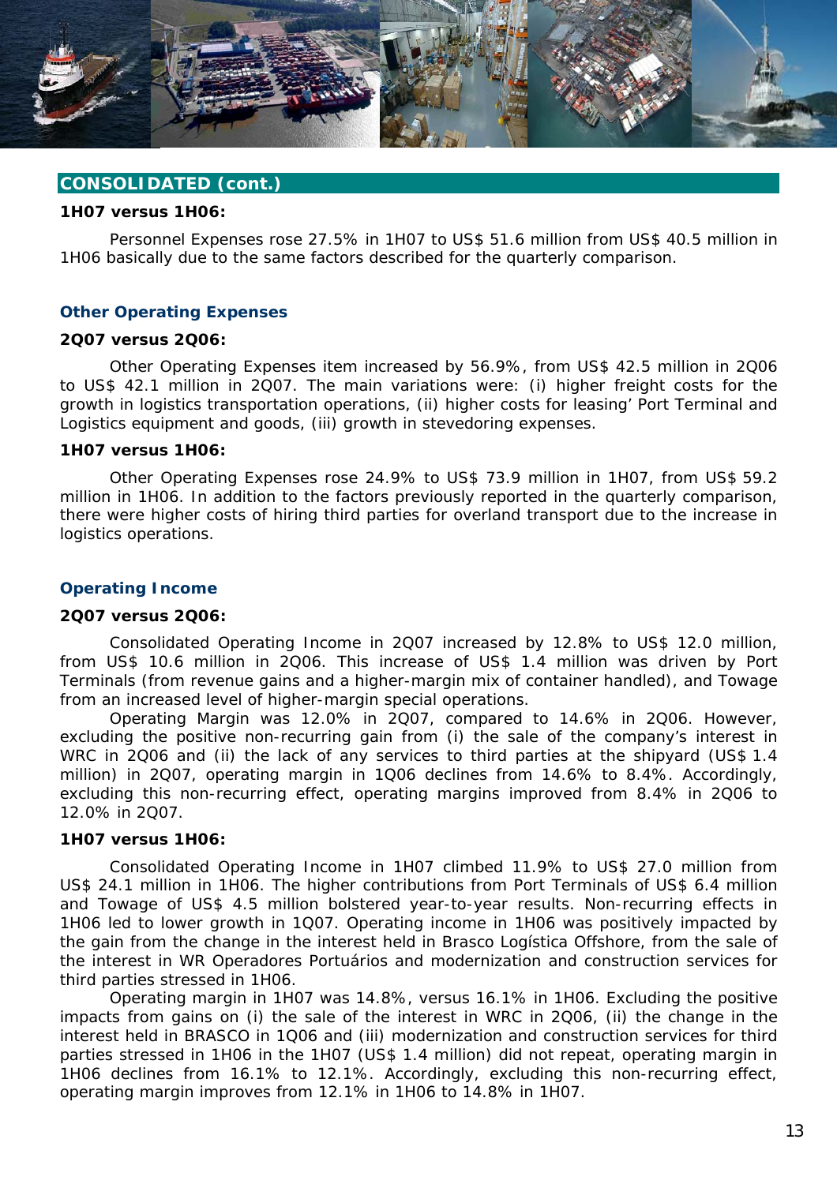## CONSOLIDATED (cont.)

**1H07 versus 1H06:**

Personnel Expenses rose 27.5% in 1H07 to US$ 51.6 million from US$ 40.5 million in 1H06 basically due to the same factors described for the quarterly comparison.

### Other Operating Expenses

**2Q07 versus 2Q06:**

Other Operating Expenses item increased by 56.9%, from US$ 42.5 million in 2Q06 to US$ 42.1 million in 2Q07. The main variations were: (i) higher freight costs for the growth in logistics transportation operations, (ii) higher costs for leasing' Port Terminal and Logistics equipment and goods, (iii) growth in stevedoring expenses.

**1H07 versus 1H06:**

Other Operating Expenses rose 24.9% to US$ 73.9 million in 1H07, from US$ 59.2 million in 1H06. In addition to the factors previously reported in the quarterly comparison, there were higher costs of hiring third parties for overland transport due to the increase in logistics operations.

### Operating Income

**2Q07 versus 2Q06:**

Consolidated Operating Income in 2Q07 increased by 12.8% to US$ 12.0 million, from US$ 10.6 million in 2Q06. This increase of US$ 1.4 million was driven by Port Terminals (from revenue gains and a higher-margin mix of container handled), and Towage from an increased level of higher-margin special operations.

Operating Margin was 12.0% in 2Q07, compared to 14.6% in 2Q06. However, excluding the positive non-recurring gain from (i) the sale of the company's interest in WRC in 2Q06 and (ii) the lack of any services to third parties at the shipyard (US$ 1.4 million) in 2Q07, operating margin in 1Q06 declines from 14.6% to 8.4%. Accordingly, excluding this non-recurring effect, operating margins improved from 8.4% in 2Q06 to 12.0% in 2Q07.

**1H07 versus 1H06:**

Consolidated Operating Income in 1H07 climbed 11.9% to US$ 27.0 million from US$ 24.1 million in 1H06. The higher contributions from Port Terminals of US$ 6.4 million and Towage of US$ 4.5 million bolstered year-to-year results. Non-recurring effects in 1H06 led to lower growth in 1Q07. Operating income in 1H06 was positively impacted by the gain from the change in the interest held in Brasco Logística Offshore, from the sale of the interest in WR Operadores Portuários and modernization and construction services for third parties stressed in 1H06.

Operating margin in 1H07 was 14.8%, versus 16.1% in 1H06. Excluding the positive impacts from gains on (i) the sale of the interest in WRC in 2Q06, (ii) the change in the interest held in BRASCO in 1Q06 and (iii) modernization and construction services for third parties stressed in 1H06 in the 1H07 (US$ 1.4 million) did not repeat, operating margin in 1H06 declines from 16.1% to 12.1%. Accordingly, excluding this non-recurring effect, operating margin improves from 12.1% in 1H06 to 14.8% in 1H07.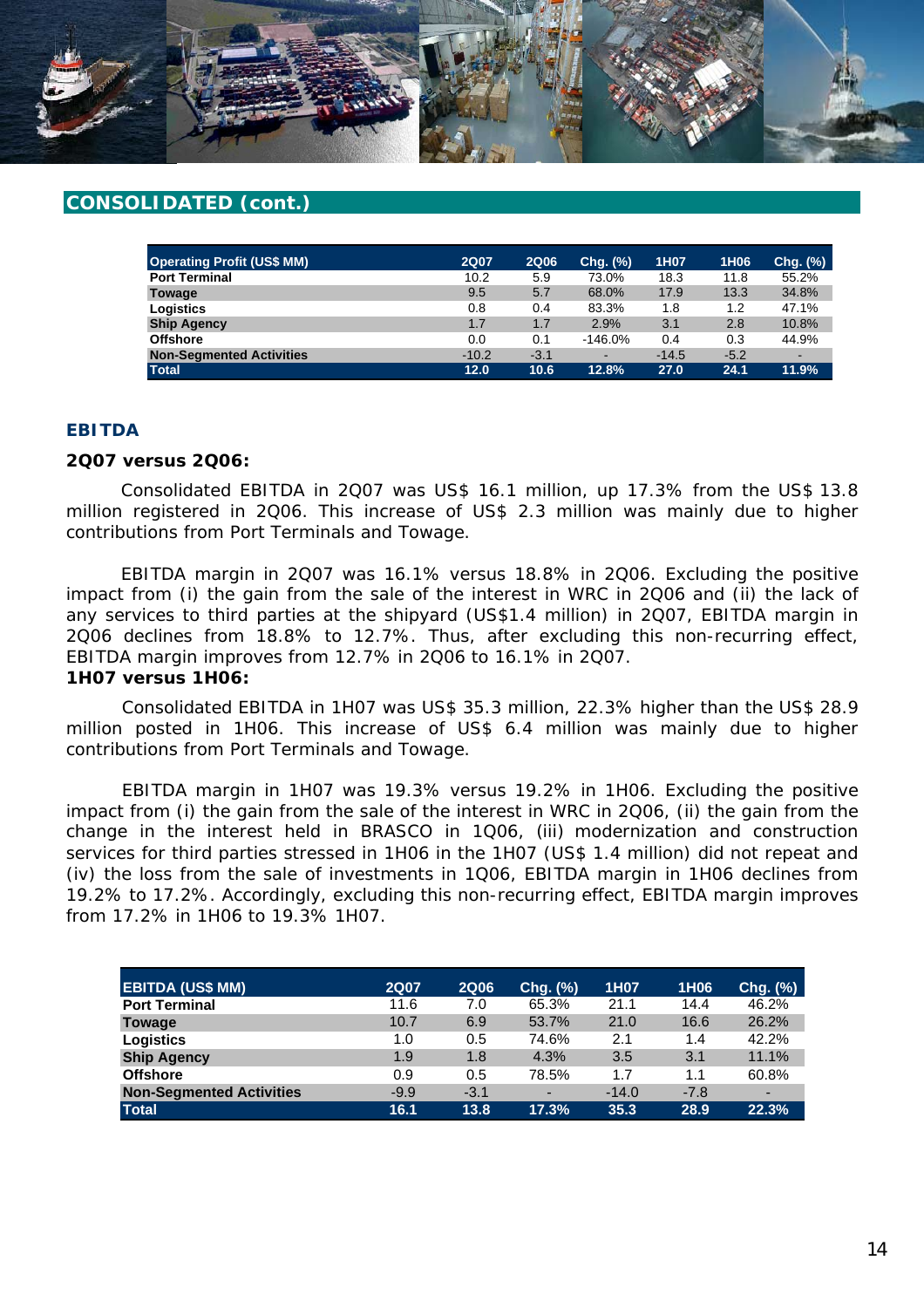## CONSOLIDATED (cont.)

| Operating Profit (US$ MM) | 2Q07 | 2Q06 | Chg. (%) | 1H07 | 1H06 | Chg. (%) |
|---|---|---|---|---|---|---|
| Port Terminal | 10.2 | 5.9 | 73.0% | 18.3 | 11.8 | 55.2% |
| Towage | 9.5 | 5.7 | 68.0% | 17.9 | 13.3 | 34.8% |
| Logistics | 0.8 | 0.4 | 83.3% | 1.8 | 1.2 | 47.1% |
| Ship Agency | 1.7 | 1.7 | 2.9% | 3.1 | 2.8 | 10.8% |
| Offshore | 0.0 | 0.1 | -146.0% | 0.4 | 0.3 | 44.9% |
| Non-Segmented Activities | -10.2 | -3.1 | - | -14.5 | -5.2 | - |
| **Total** | **12.0** | **10.6** | **12.8%** | **27.0** | **24.1** | **11.9%** |

### EBITDA

**2Q07 versus 2Q06:**

Consolidated EBITDA in 2Q07 was US$ 16.1 million, up 17.3% from the US$ 13.8 million registered in 2Q06. This increase of US$ 2.3 million was mainly due to higher contributions from Port Terminals and Towage.

EBITDA margin in 2Q07 was 16.1% versus 18.8% in 2Q06. Excluding the positive impact from (i) the gain from the sale of the interest in WRC in 2Q06 and (ii) the lack of any services to third parties at the shipyard (US$1.4 million) in 2Q07, EBITDA margin in 2Q06 declines from 18.8% to 12.7%. Thus, after excluding this non-recurring effect, EBITDA margin improves from 12.7% in 2Q06 to 16.1% in 2Q07.

**1H07 versus 1H06:**

Consolidated EBITDA in 1H07 was US$ 35.3 million, 22.3% higher than the US$ 28.9 million posted in 1H06. This increase of US$ 6.4 million was mainly due to higher contributions from Port Terminals and Towage.

EBITDA margin in 1H07 was 19.3% versus 19.2% in 1H06. Excluding the positive impact from (i) the gain from the sale of the interest in WRC in 2Q06, (ii) the gain from the change in the interest held in BRASCO in 1Q06, (iii) modernization and construction services for third parties stressed in 1H06 in the 1H07 (US$ 1.4 million) did not repeat and (iv) the loss from the sale of investments in 1Q06, EBITDA margin in 1H06 declines from 19.2% to 17.2%. Accordingly, excluding this non-recurring effect, EBITDA margin improves from 17.2% in 1H06 to 19.3% 1H07.

| EBITDA (US$ MM) | 2Q07 | 2Q06 | Chg. (%) | 1H07 | 1H06 | Chg. (%) |
|---|---|---|---|---|---|---|
| Port Terminal | 11.6 | 7.0 | 65.3% | 21.1 | 14.4 | 46.2% |
| Towage | 10.7 | 6.9 | 53.7% | 21.0 | 16.6 | 26.2% |
| Logistics | 1.0 | 0.5 | 74.6% | 2.1 | 1.4 | 42.2% |
| Ship Agency | 1.9 | 1.8 | 4.3% | 3.5 | 3.1 | 11.1% |
| Offshore | 0.9 | 0.5 | 78.5% | 1.7 | 1.1 | 60.8% |
| Non-Segmented Activities | -9.9 | -3.1 | - | -14.0 | -7.8 | - |
| **Total** | **16.1** | **13.8** | **17.3%** | **35.3** | **28.9** | **22.3%** |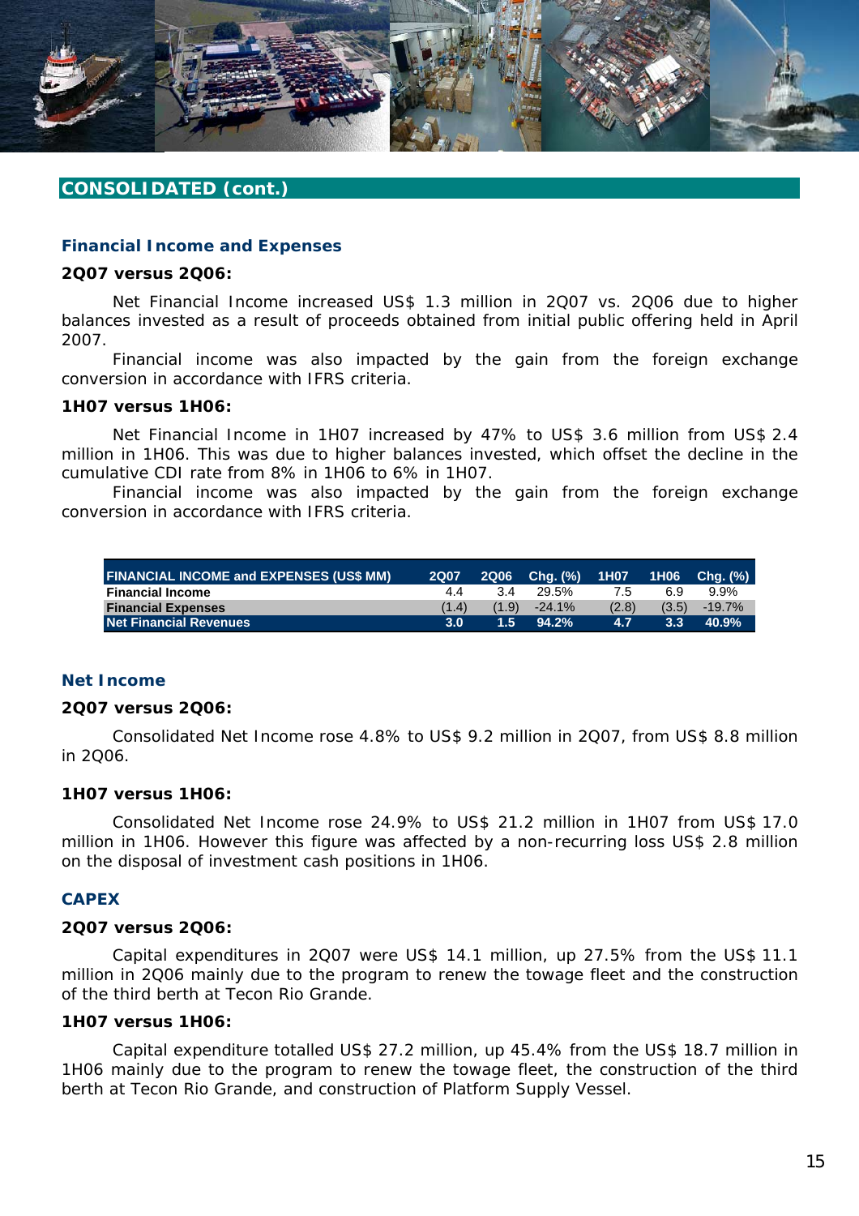## CONSOLIDATED (cont.)

### Financial Income and Expenses

**2Q07 versus 2Q06:**

Net Financial Income increased US$ 1.3 million in 2Q07 vs. 2Q06 due to higher balances invested as a result of proceeds obtained from initial public offering held in April 2007.

Financial income was also impacted by the gain from the foreign exchange conversion in accordance with IFRS criteria.

**1H07 versus 1H06:**

Net Financial Income in 1H07 increased by 47% to US$ 3.6 million from US$ 2.4 million in 1H06. This was due to higher balances invested, which offset the decline in the cumulative CDI rate from 8% in 1H06 to 6% in 1H07.

Financial income was also impacted by the gain from the foreign exchange conversion in accordance with IFRS criteria.

| FINANCIAL INCOME and EXPENSES (US$ MM) | 2Q07 | 2Q06 | Chg. (%) | 1H07 | 1H06 | Chg. (%) |
|---|---|---|---|---|---|---|
| **Financial Income** | 4.4 | 3.4 | 29.5% | 7.5 | 6.9 | 9.9% |
| **Financial Expenses** | (1.4) | (1.9) | -24.1% | (2.8) | (3.5) | -19.7% |
| **Net Financial Revenues** | **3.0** | **1.5** | **94.2%** | **4.7** | **3.3** | **40.9%** |

### Net Income

**2Q07 versus 2Q06:**

Consolidated Net Income rose 4.8% to US$ 9.2 million in 2Q07, from US$ 8.8 million in 2Q06.

**1H07 versus 1H06:**

Consolidated Net Income rose 24.9% to US$ 21.2 million in 1H07 from US$ 17.0 million in 1H06. However this figure was affected by a non-recurring loss US$ 2.8 million on the disposal of investment cash positions in 1H06.

### CAPEX

**2Q07 versus 2Q06:**

Capital expenditures in 2Q07 were US$ 14.1 million, up 27.5% from the US$ 11.1 million in 2Q06 mainly due to the program to renew the towage fleet and the construction of the third berth at Tecon Rio Grande.

**1H07 versus 1H06:**

Capital expenditure totalled US$ 27.2 million, up 45.4% from the US$ 18.7 million in 1H06 mainly due to the program to renew the towage fleet, the construction of the third berth at Tecon Rio Grande, and construction of Platform Supply Vessel.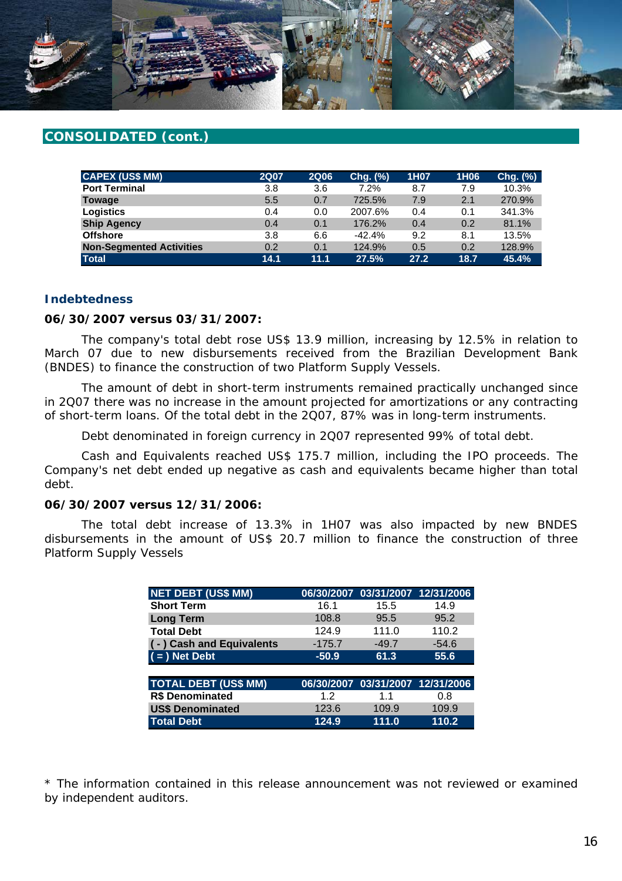## CONSOLIDATED (cont.)

| CAPEX (US$ MM) | 2Q07 | 2Q06 | Chg. (%) | 1H07 | 1H06 | Chg. (%) |
|---|---|---|---|---|---|---|
| Port Terminal | 3.8 | 3.6 | 7.2% | 8.7 | 7.9 | 10.3% |
| Towage | 5.5 | 0.7 | 725.5% | 7.9 | 2.1 | 270.9% |
| Logistics | 0.4 | 0.0 | 2007.6% | 0.4 | 0.1 | 341.3% |
| Ship Agency | 0.4 | 0.1 | 176.2% | 0.4 | 0.2 | 81.1% |
| Offshore | 3.8 | 6.6 | -42.4% | 9.2 | 8.1 | 13.5% |
| Non-Segmented Activities | 0.2 | 0.1 | 124.9% | 0.5 | 0.2 | 128.9% |
| **Total** | **14.1** | **11.1** | **27.5%** | **27.2** | **18.7** | **45.4%** |

### Indebtedness

**06/30/2007 versus 03/31/2007:**

The company's total debt rose US$ 13.9 million, increasing by 12.5% in relation to March 07 due to new disbursements received from the Brazilian Development Bank (BNDES) to finance the construction of two Platform Supply Vessels.

The amount of debt in short-term instruments remained practically unchanged since in 2Q07 there was no increase in the amount projected for amortizations or any contracting of short-term loans. Of the total debt in the 2Q07, 87% was in long-term instruments.

Debt denominated in foreign currency in 2Q07 represented 99% of total debt.

Cash and Equivalents reached US$ 175.7 million, including the IPO proceeds. The Company's net debt ended up negative as cash and equivalents became higher than total debt.

**06/30/2007 versus 12/31/2006:**

The total debt increase of 13.3% in 1H07 was also impacted by new BNDES disbursements in the amount of US$ 20.7 million to finance the construction of three Platform Supply Vessels

| NET DEBT (US$ MM) | 06/30/2007 | 03/31/2007 | 12/31/2006 |
|---|---|---|---|
| Short Term | 16.1 | 15.5 | 14.9 |
| Long Term | 108.8 | 95.5 | 95.2 |
| Total Debt | 124.9 | 111.0 | 110.2 |
| ( - ) Cash and Equivalents | -175.7 | -49.7 | -54.6 |
| **( = ) Net Debt** | **-50.9** | **61.3** | **55.6** |

| TOTAL DEBT (US$ MM) | 06/30/2007 | 03/31/2007 | 12/31/2006 |
|---|---|---|---|
| R$ Denominated | 1.2 | 1.1 | 0.8 |
| US$ Denominated | 123.6 | 109.9 | 109.9 |
| **Total Debt** | **124.9** | **111.0** | **110.2** |

* The information contained in this release announcement was not reviewed or examined by independent auditors.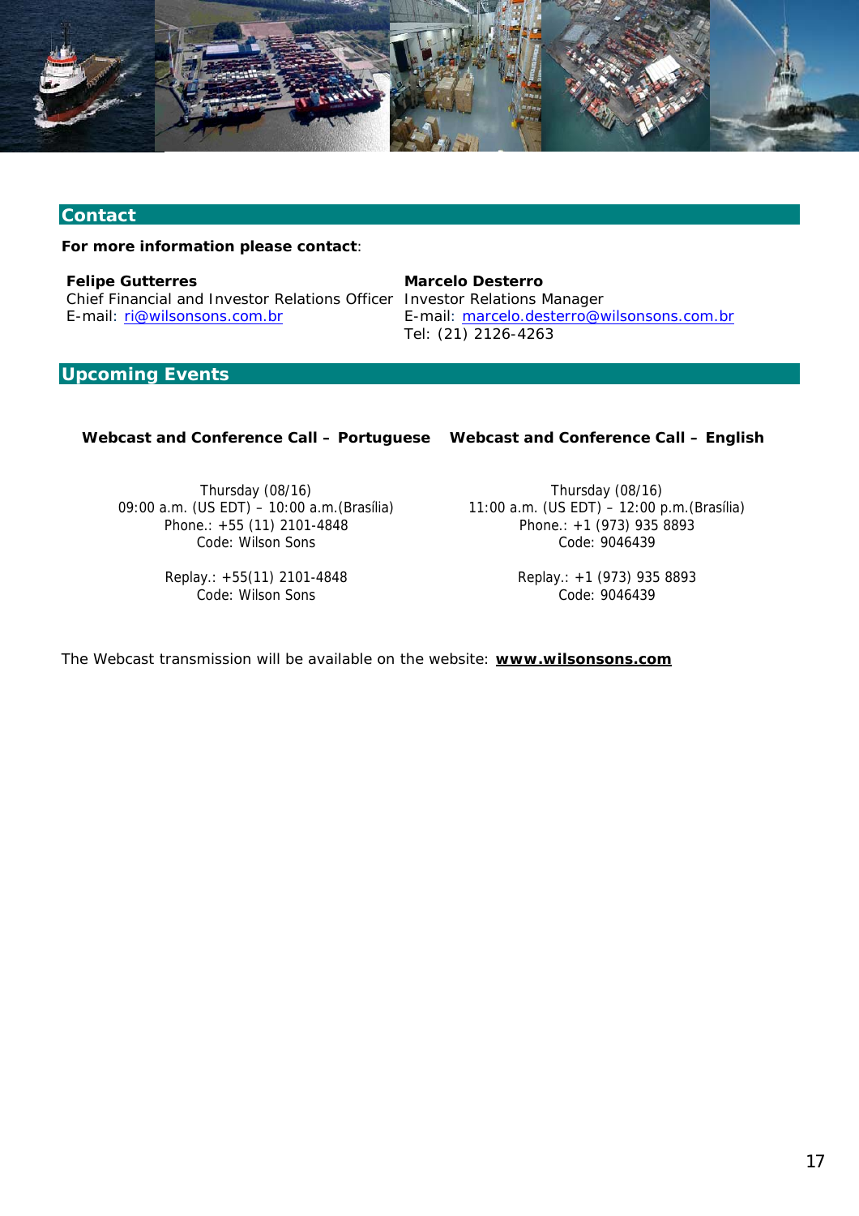## Contact

**For more information please contact**:

**Felipe Gutterres**
Chief Financial and Investor Relations Officer
E-mail: ri@wilsonsons.com.br

**Marcelo Desterro**
Investor Relations Manager
E-mail: marcelo.desterro@wilsonsons.com.br
Tel: (21) 2126-4263

## Upcoming Events

**Webcast and Conference Call – Portuguese**

Thursday (08/16)
09:00 a.m. (US EDT) – 10:00 a.m.(Brasília)
Phone.: +55 (11) 2101-4848
Code: Wilson Sons

Replay.: +55(11) 2101-4848
Code: Wilson Sons

**Webcast and Conference Call – English**

Thursday (08/16)
11:00 a.m. (US EDT) – 12:00 p.m.(Brasília)
Phone.: +1 (973) 935 8893
Code: 9046439

Replay.: +1 (973) 935 8893
Code: 9046439

The Webcast transmission will be available on the website: **www.wilsonsons.com**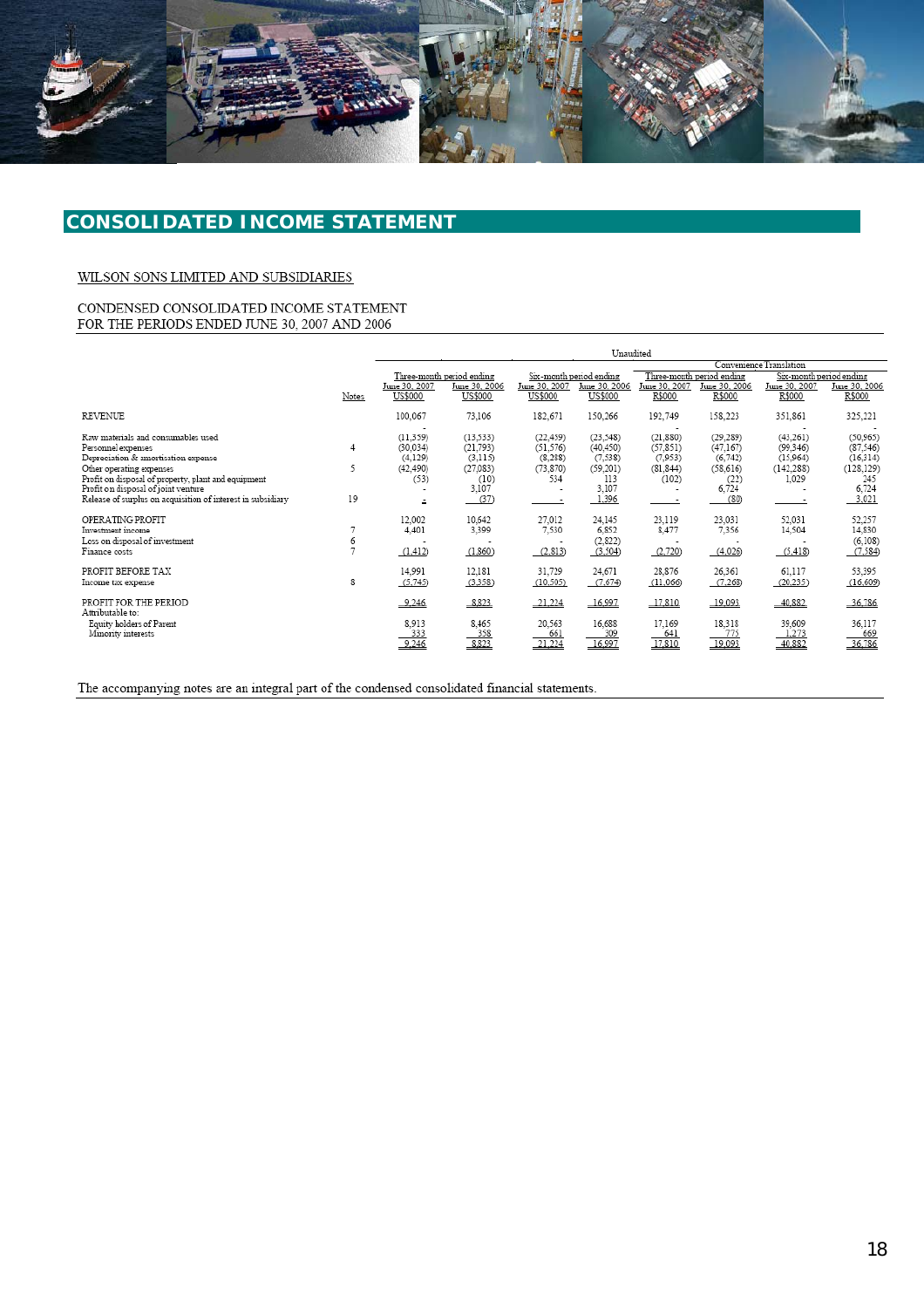## CONSOLIDATED INCOME STATEMENT

WILSON SONS LIMITED AND SUBSIDIARIES

CONDENSED CONSOLIDATED INCOME STATEMENT
FOR THE PERIODS ENDED JUNE 30, 2007 AND 2006

| | | Unaudited | | | | | | | |
|---|---|---|---|---|---|---|---|---|---|
| | | | | | | Convenience Translation | | | |
| | | Three-month period ending | | Six-month period ending | | Three-month period ending | | Six-month period ending | |
| | Notes | June 30, 2007 US$000 | June 30, 2006 US$000 | June 30, 2007 US$000 | June 30, 2006 US$000 | June 30, 2007 R$000 | June 30, 2006 R$000 | June 30, 2007 R$000 | June 30, 2006 R$000 |
| REVENUE | | 100,067 | 73,106 | 182,671 | 150,266 | 192,749 | 158,223 | 351,861 | 325,221 |
| | | - | - | - | - | - | - | - | - |
| Raw materials and consumables used | | (11,359) | (13,533) | (22,439) | (23,548) | (21,880) | (29,289) | (43,261) | (50,965) |
| Personnel expenses | 4 | (30,034) | (21,793) | (51,576) | (40,450) | (57,851) | (47,167) | (99,346) | (87,546) |
| Depreciation & amortisation expense | | (4,129) | (3,115) | (8,288) | (7,538) | (7,953) | (6,742) | (15,964) | (16,314) |
| Other operating expenses | 5 | (42,490) | (27,083) | (73,870) | (59,201) | (81,844) | (58,616) | (142,288) | (128,129) |
| Profit on disposal of property, plant and equipment | | (53) | (10) | 534 | 113 | (102) | (22) | 1,029 | 245 |
| Profit on disposal of joint venture | | - | 3,107 | - | 3,107 | - | 6,724 | - | 6,724 |
| Release of surplus on acquisition of interest in subsidiary | 19 | - | (37) | - | 1,396 | - | (80) | - | 3,021 |
| OPERATING PROFIT | | 12,002 | 10,642 | 27,012 | 24,145 | 23,119 | 23,031 | 52,031 | 52,257 |
| Investment income | 7 | 4,401 | 3,399 | 7,530 | 6,852 | 8,477 | 7,356 | 14,504 | 14,830 |
| Loss on disposal of investment | 6 | - | - | - | (2,822) | - | - | - | (6,108) |
| Finance costs | 7 | (1,412) | (1,860) | (2,813) | (3,504) | (2,720) | (4,026) | (5,418) | (7,584) |
| PROFIT BEFORE TAX | | 14,991 | 12,181 | 31,729 | 24,671 | 28,876 | 26,361 | 61,117 | 53,395 |
| Income tax expense | 8 | (5,745) | (3,358) | (10,505) | (7,674) | (11,066) | (7,268) | (20,235) | (16,609) |
| PROFIT FOR THE PERIOD | | 9,246 | 8,823 | 21,224 | 16,997 | 17,810 | 19,093 | 40,882 | 36,786 |
| Attributable to: | | | | | | | | | |
| Equity holders of Parent | | 8,913 | 8,465 | 20,563 | 16,688 | 17,169 | 18,318 | 39,609 | 36,117 |
| Minority interests | | 333 | 358 | 661 | 309 | 641 | 775 | 1,273 | 669 |
| | | 9,246 | 8,823 | 21,224 | 16,997 | 17,810 | 19,093 | 40,882 | 36,786 |

The accompanying notes are an integral part of the condensed consolidated financial statements.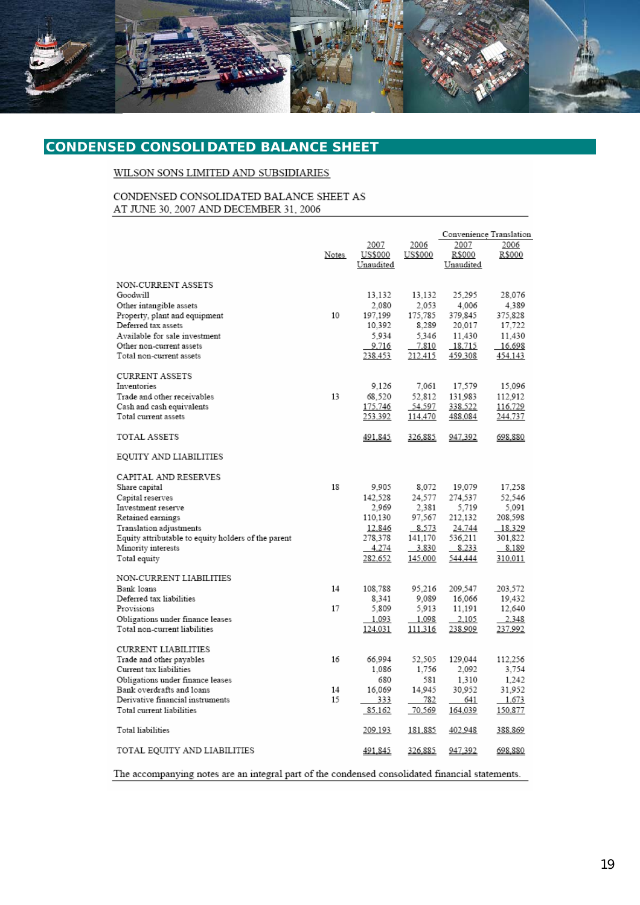## CONDENSED CONSOLIDATED BALANCE SHEET

WILSON SONS LIMITED AND SUBSIDIARIES

CONDENSED CONSOLIDATED BALANCE SHEET AS AT JUNE 30, 2007 AND DECEMBER 31, 2006

| | Notes | 2007 US$000 Unaudited | 2006 US$000 | Convenience Translation 2007 R$000 Unaudited | 2006 R$000 |
|---|---|---|---|---|---|
| NON-CURRENT ASSETS | | | | | |
| Goodwill | | 13,132 | 13,132 | 25,295 | 28,076 |
| Other intangible assets | | 2,080 | 2,053 | 4,006 | 4,389 |
| Property, plant and equipment | 10 | 197,199 | 175,785 | 379,845 | 375,828 |
| Deferred tax assets | | 10,392 | 8,289 | 20,017 | 17,722 |
| Available for sale investment | | 5,934 | 5,346 | 11,430 | 11,430 |
| Other non-current assets | | 9,716 | 7,810 | 18,715 | 16,698 |
| Total non-current assets | | 238,453 | 212,415 | 459,308 | 454,143 |
| CURRENT ASSETS | | | | | |
| Inventories | | 9,126 | 7,061 | 17,579 | 15,096 |
| Trade and other receivables | 13 | 68,520 | 52,812 | 131,983 | 112,912 |
| Cash and cash equivalents | | 175,746 | 54,597 | 338,522 | 116,729 |
| Total current assets | | 253,392 | 114,470 | 488,084 | 244,737 |
| TOTAL ASSETS | | 491,845 | 326,885 | 947,392 | 698,880 |
| EQUITY AND LIABILITIES | | | | | |
| CAPITAL AND RESERVES | | | | | |
| Share capital | 18 | 9,905 | 8,072 | 19,079 | 17,258 |
| Capital reserves | | 142,528 | 24,577 | 274,537 | 52,546 |
| Investment reserve | | 2,969 | 2,381 | 5,719 | 5,091 |
| Retained earnings | | 110,130 | 97,567 | 212,132 | 208,598 |
| Translation adjustments | | 12,846 | 8,573 | 24,744 | 18,329 |
| Equity attributable to equity holders of the parent | | 278,378 | 141,170 | 536,211 | 301,822 |
| Minority interests | | 4,274 | 3,830 | 8,233 | 8,189 |
| Total equity | | 282,652 | 145,000 | 544,444 | 310,011 |
| NON-CURRENT LIABILITIES | | | | | |
| Bank loans | 14 | 108,788 | 95,216 | 209,547 | 203,572 |
| Deferred tax liabilities | | 8,341 | 9,089 | 16,066 | 19,432 |
| Provisions | 17 | 5,809 | 5,913 | 11,191 | 12,640 |
| Obligations under finance leases | | 1,093 | 1,098 | 2,105 | 2,348 |
| Total non-current liabilities | | 124,031 | 111,316 | 238,909 | 237,992 |
| CURRENT LIABILITIES | | | | | |
| Trade and other payables | 16 | 66,994 | 52,505 | 129,044 | 112,256 |
| Current tax liabilities | | 1,086 | 1,756 | 2,092 | 3,754 |
| Obligations under finance leases | | 680 | 581 | 1,310 | 1,242 |
| Bank overdrafts and loans | 14 | 16,069 | 14,945 | 30,952 | 31,952 |
| Derivative financial instruments | 15 | 333 | 782 | 641 | 1,673 |
| Total current liabilities | | 85,162 | 70,569 | 164,039 | 150,877 |
| Total liabilities | | 209,193 | 181,885 | 402,948 | 388,869 |
| TOTAL EQUITY AND LIABILITIES | | 491,845 | 326,885 | 947,392 | 698,880 |

The accompanying notes are an integral part of the condensed consolidated financial statements.